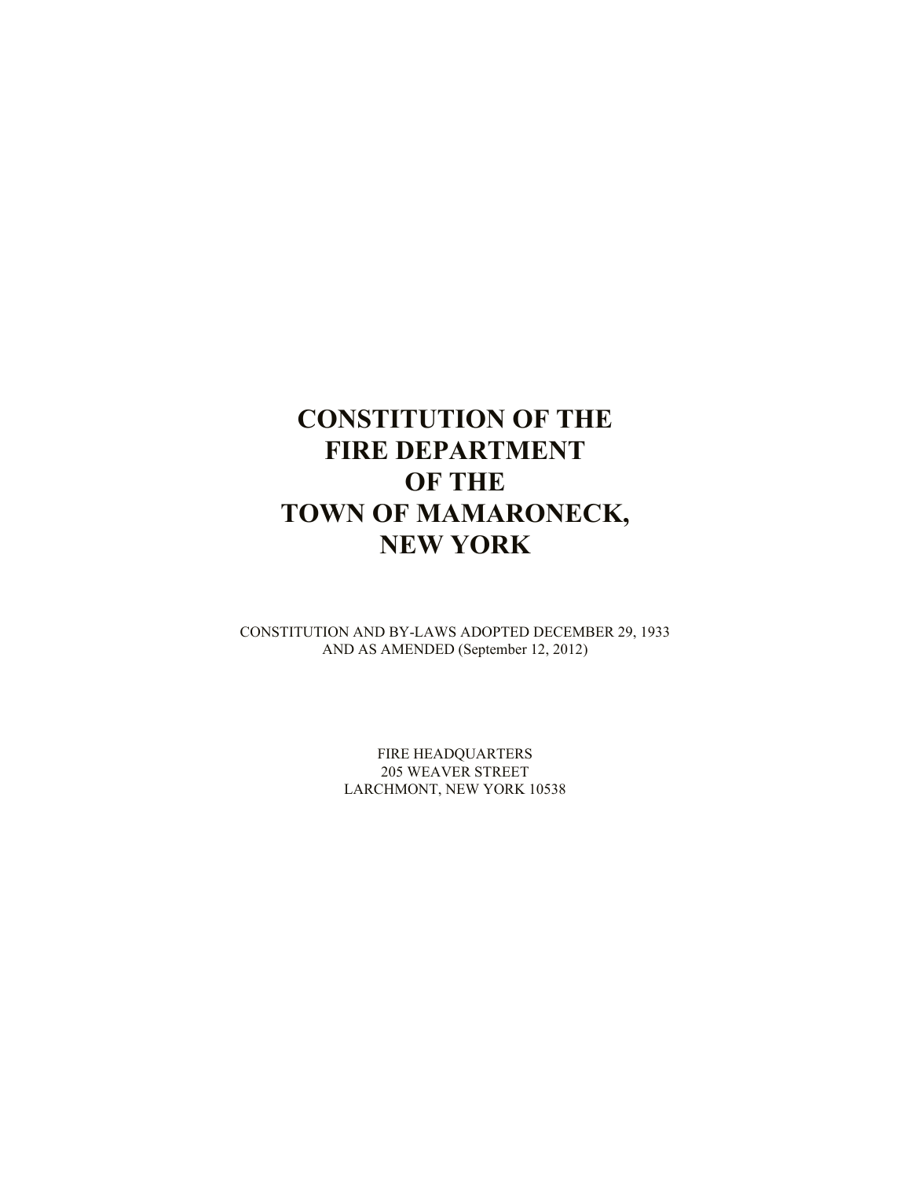# CONSTITUTION OF THE FIRE DEPARTMENT OF THE TOWN OF MAMARONECK, NEW YORK

CONSTITUTION AND BY-LAWS ADOPTED DECEMBER 29, 1933
AND AS AMENDED (September 12, 2012)

FIRE HEADQUARTERS
205 WEAVER STREET
LARCHMONT, NEW YORK 10538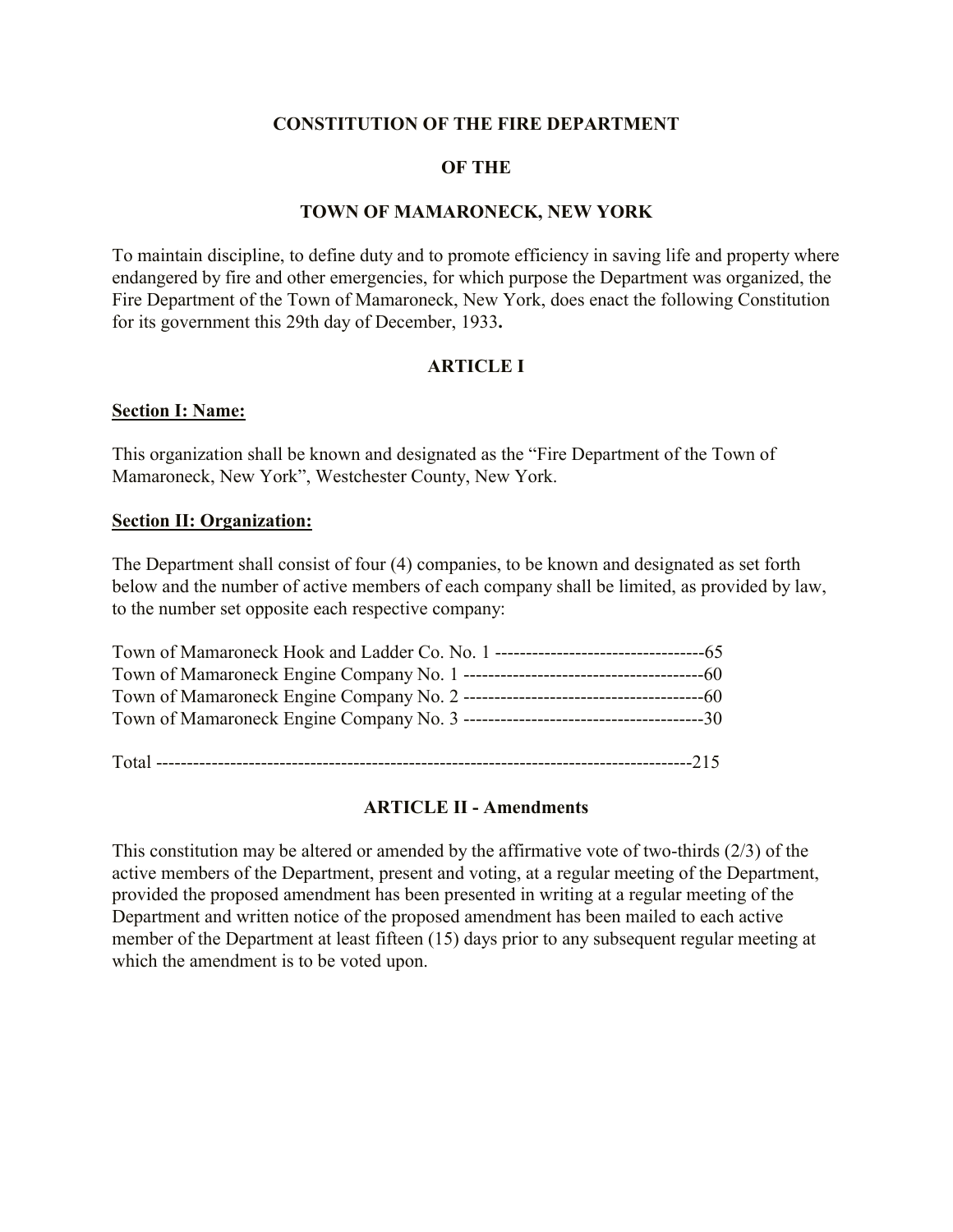**CONSTITUTION OF THE FIRE DEPARTMENT**

**OF THE**

**TOWN OF MAMARONECK, NEW YORK**

To maintain discipline, to define duty and to promote efficiency in saving life and property where endangered by fire and other emergencies, for which purpose the Department was organized, the Fire Department of the Town of Mamaroneck, New York, does enact the following Constitution for its government this 29th day of December, 1933**.**

## ARTICLE I

### Section I: Name:

This organization shall be known and designated as the "Fire Department of the Town of Mamaroneck, New York", Westchester County, New York.

### Section II: Organization:

The Department shall consist of four (4) companies, to be known and designated as set forth below and the number of active members of each company shall be limited, as provided by law, to the number set opposite each respective company:

Town of Mamaroneck Hook and Ladder Co. No. 1 ----------------------------------65
Town of Mamaroneck Engine Company No. 1 ---------------------------------------60
Town of Mamaroneck Engine Company No. 2 ---------------------------------------60
Town of Mamaroneck Engine Company No. 3 ---------------------------------------30

Total -------------------------------------------------------------------------------------215

## ARTICLE II - Amendments

This constitution may be altered or amended by the affirmative vote of two-thirds (2/3) of the active members of the Department, present and voting, at a regular meeting of the Department, provided the proposed amendment has been presented in writing at a regular meeting of the Department and written notice of the proposed amendment has been mailed to each active member of the Department at least fifteen (15) days prior to any subsequent regular meeting at which the amendment is to be voted upon.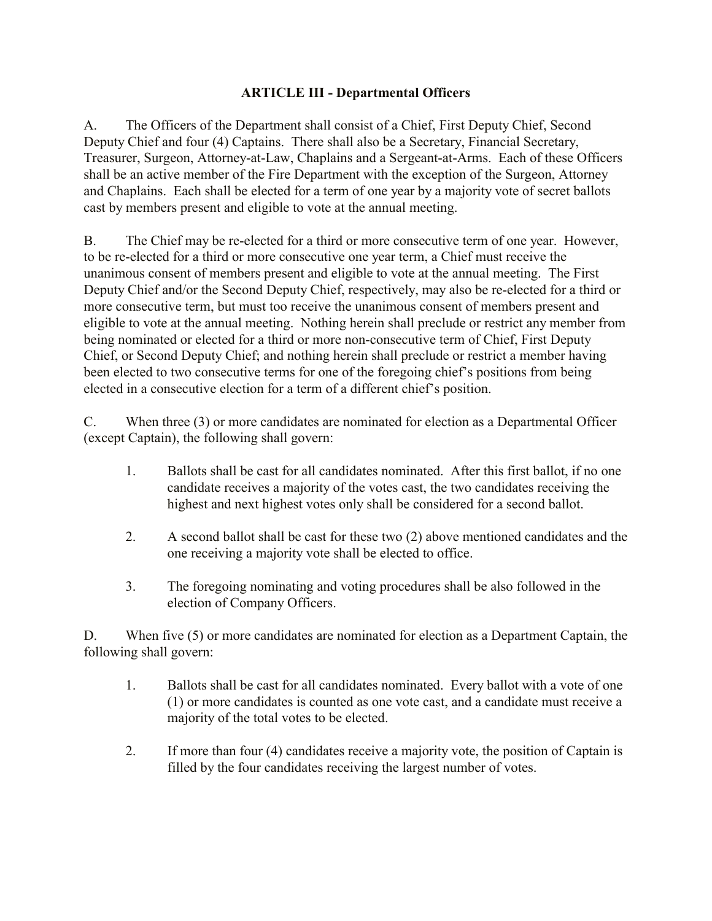## ARTICLE III - Departmental Officers

A. The Officers of the Department shall consist of a Chief, First Deputy Chief, Second Deputy Chief and four (4) Captains. There shall also be a Secretary, Financial Secretary, Treasurer, Surgeon, Attorney-at-Law, Chaplains and a Sergeant-at-Arms. Each of these Officers shall be an active member of the Fire Department with the exception of the Surgeon, Attorney and Chaplains. Each shall be elected for a term of one year by a majority vote of secret ballots cast by members present and eligible to vote at the annual meeting.

B. The Chief may be re-elected for a third or more consecutive term of one year. However, to be re-elected for a third or more consecutive one year term, a Chief must receive the unanimous consent of members present and eligible to vote at the annual meeting. The First Deputy Chief and/or the Second Deputy Chief, respectively, may also be re-elected for a third or more consecutive term, but must too receive the unanimous consent of members present and eligible to vote at the annual meeting. Nothing herein shall preclude or restrict any member from being nominated or elected for a third or more non-consecutive term of Chief, First Deputy Chief, or Second Deputy Chief; and nothing herein shall preclude or restrict a member having been elected to two consecutive terms for one of the foregoing chief's positions from being elected in a consecutive election for a term of a different chief's position.

C. When three (3) or more candidates are nominated for election as a Departmental Officer (except Captain), the following shall govern:

1. Ballots shall be cast for all candidates nominated. After this first ballot, if no one candidate receives a majority of the votes cast, the two candidates receiving the highest and next highest votes only shall be considered for a second ballot.
2. A second ballot shall be cast for these two (2) above mentioned candidates and the one receiving a majority vote shall be elected to office.
3. The foregoing nominating and voting procedures shall be also followed in the election of Company Officers.

D. When five (5) or more candidates are nominated for election as a Department Captain, the following shall govern:

1. Ballots shall be cast for all candidates nominated. Every ballot with a vote of one (1) or more candidates is counted as one vote cast, and a candidate must receive a majority of the total votes to be elected.
2. If more than four (4) candidates receive a majority vote, the position of Captain is filled by the four candidates receiving the largest number of votes.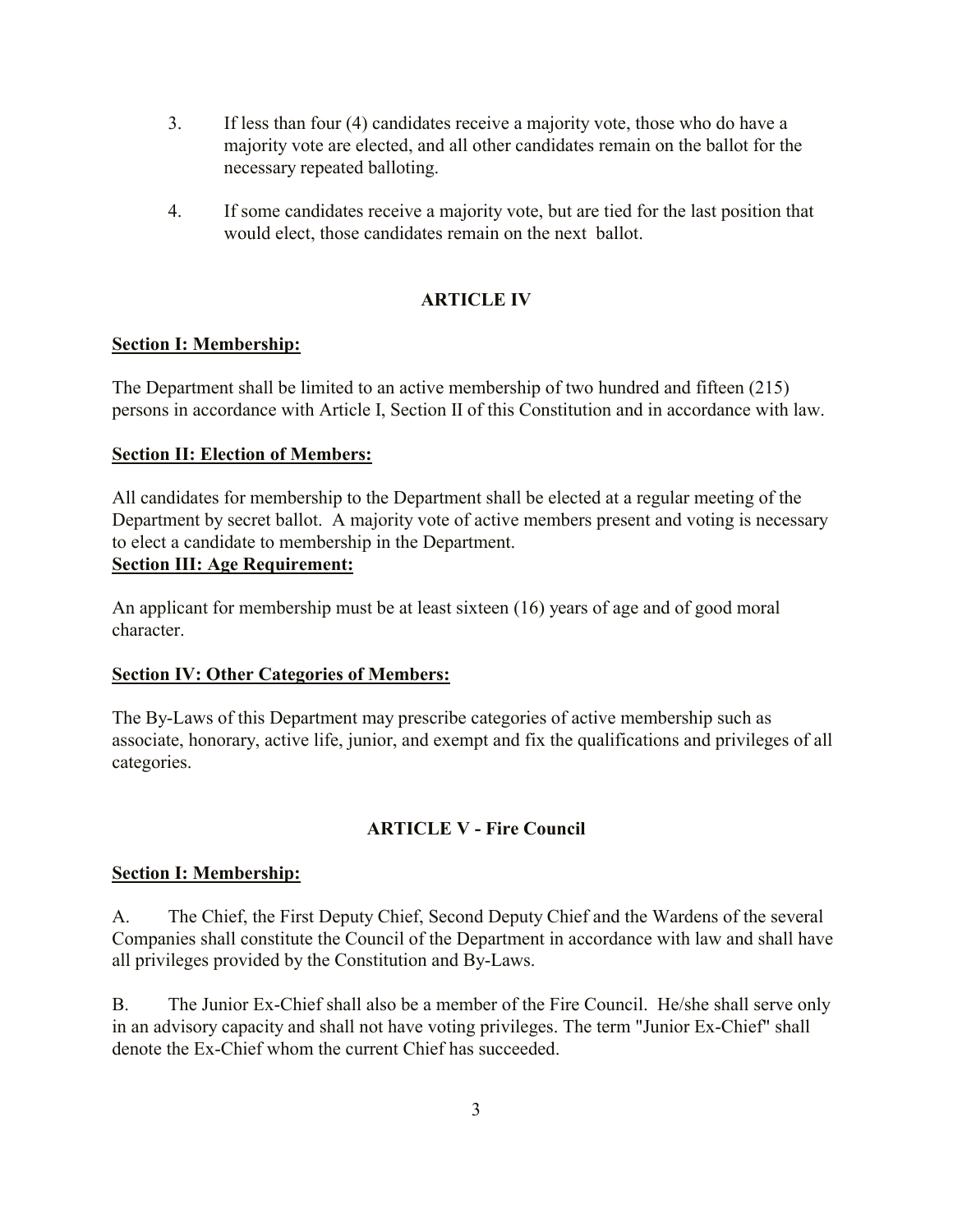3. If less than four (4) candidates receive a majority vote, those who do have a majority vote are elected, and all other candidates remain on the ballot for the necessary repeated balloting.

4. If some candidates receive a majority vote, but are tied for the last position that would elect, those candidates remain on the next ballot.

## ARTICLE IV

**Section I: Membership:**

The Department shall be limited to an active membership of two hundred and fifteen (215) persons in accordance with Article I, Section II of this Constitution and in accordance with law.

**Section II: Election of Members:**

All candidates for membership to the Department shall be elected at a regular meeting of the Department by secret ballot. A majority vote of active members present and voting is necessary to elect a candidate to membership in the Department.

**Section III: Age Requirement:**

An applicant for membership must be at least sixteen (16) years of age and of good moral character.

**Section IV: Other Categories of Members:**

The By-Laws of this Department may prescribe categories of active membership such as associate, honorary, active life, junior, and exempt and fix the qualifications and privileges of all categories.

## ARTICLE V - Fire Council

**Section I: Membership:**

A. The Chief, the First Deputy Chief, Second Deputy Chief and the Wardens of the several Companies shall constitute the Council of the Department in accordance with law and shall have all privileges provided by the Constitution and By-Laws.

B. The Junior Ex-Chief shall also be a member of the Fire Council. He/she shall serve only in an advisory capacity and shall not have voting privileges. The term "Junior Ex-Chief" shall denote the Ex-Chief whom the current Chief has succeeded.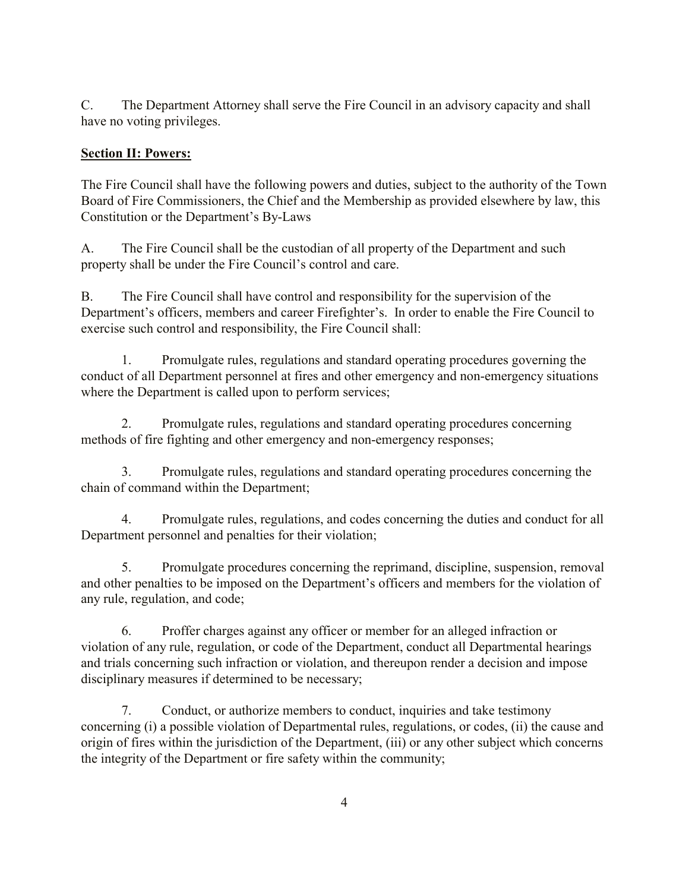C. The Department Attorney shall serve the Fire Council in an advisory capacity and shall have no voting privileges.

**Section II: Powers:**

The Fire Council shall have the following powers and duties, subject to the authority of the Town Board of Fire Commissioners, the Chief and the Membership as provided elsewhere by law, this Constitution or the Department's By-Laws

A. The Fire Council shall be the custodian of all property of the Department and such property shall be under the Fire Council's control and care.

B. The Fire Council shall have control and responsibility for the supervision of the Department's officers, members and career Firefighter's. In order to enable the Fire Council to exercise such control and responsibility, the Fire Council shall:

1. Promulgate rules, regulations and standard operating procedures governing the conduct of all Department personnel at fires and other emergency and non-emergency situations where the Department is called upon to perform services;

2. Promulgate rules, regulations and standard operating procedures concerning methods of fire fighting and other emergency and non-emergency responses;

3. Promulgate rules, regulations and standard operating procedures concerning the chain of command within the Department;

4. Promulgate rules, regulations, and codes concerning the duties and conduct for all Department personnel and penalties for their violation;

5. Promulgate procedures concerning the reprimand, discipline, suspension, removal and other penalties to be imposed on the Department's officers and members for the violation of any rule, regulation, and code;

6. Proffer charges against any officer or member for an alleged infraction or violation of any rule, regulation, or code of the Department, conduct all Departmental hearings and trials concerning such infraction or violation, and thereupon render a decision and impose disciplinary measures if determined to be necessary;

7. Conduct, or authorize members to conduct, inquiries and take testimony concerning (i) a possible violation of Departmental rules, regulations, or codes, (ii) the cause and origin of fires within the jurisdiction of the Department, (iii) or any other subject which concerns the integrity of the Department or fire safety within the community;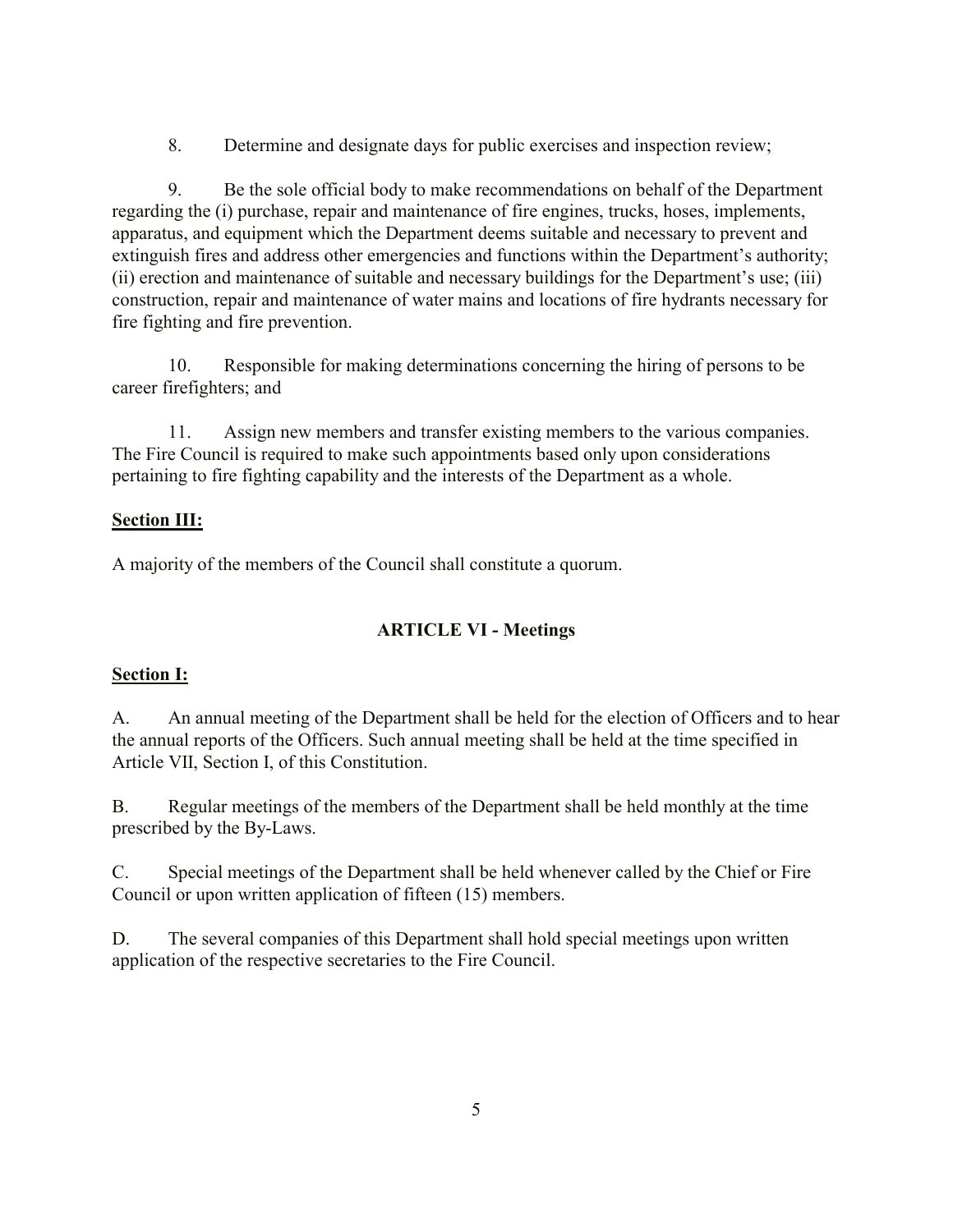8. Determine and designate days for public exercises and inspection review;

9. Be the sole official body to make recommendations on behalf of the Department regarding the (i) purchase, repair and maintenance of fire engines, trucks, hoses, implements, apparatus, and equipment which the Department deems suitable and necessary to prevent and extinguish fires and address other emergencies and functions within the Department's authority; (ii) erection and maintenance of suitable and necessary buildings for the Department's use; (iii) construction, repair and maintenance of water mains and locations of fire hydrants necessary for fire fighting and fire prevention.

10. Responsible for making determinations concerning the hiring of persons to be career firefighters; and

11. Assign new members and transfer existing members to the various companies. The Fire Council is required to make such appointments based only upon considerations pertaining to fire fighting capability and the interests of the Department as a whole.

**Section III:**

A majority of the members of the Council shall constitute a quorum.

## ARTICLE VI - Meetings

**Section I:**

A. An annual meeting of the Department shall be held for the election of Officers and to hear the annual reports of the Officers. Such annual meeting shall be held at the time specified in Article VII, Section I, of this Constitution.

B. Regular meetings of the members of the Department shall be held monthly at the time prescribed by the By-Laws.

C. Special meetings of the Department shall be held whenever called by the Chief or Fire Council or upon written application of fifteen (15) members.

D. The several companies of this Department shall hold special meetings upon written application of the respective secretaries to the Fire Council.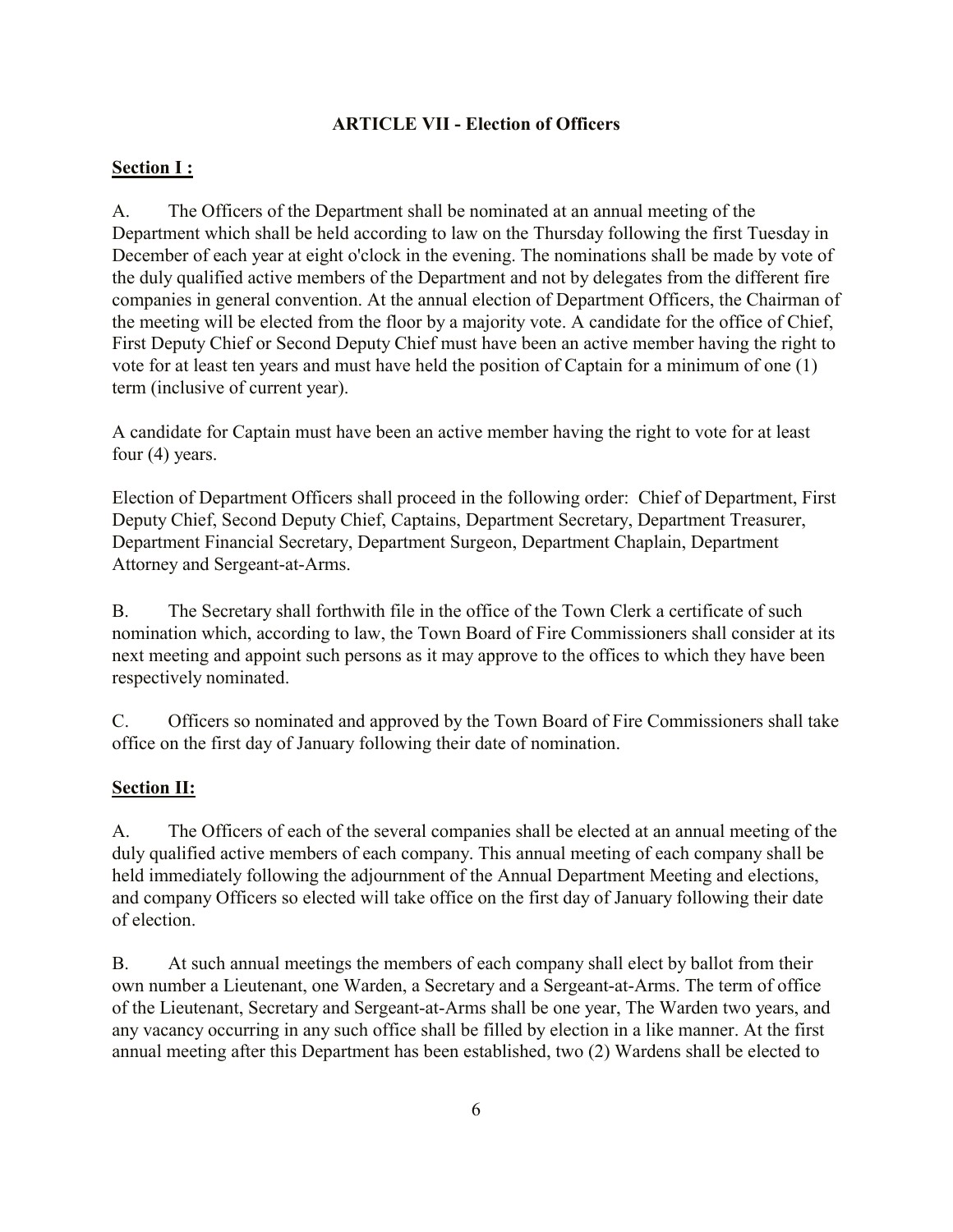## ARTICLE VII - Election of Officers

**Section I :**

A. The Officers of the Department shall be nominated at an annual meeting of the Department which shall be held according to law on the Thursday following the first Tuesday in December of each year at eight o'clock in the evening. The nominations shall be made by vote of the duly qualified active members of the Department and not by delegates from the different fire companies in general convention. At the annual election of Department Officers, the Chairman of the meeting will be elected from the floor by a majority vote. A candidate for the office of Chief, First Deputy Chief or Second Deputy Chief must have been an active member having the right to vote for at least ten years and must have held the position of Captain for a minimum of one (1) term (inclusive of current year).

A candidate for Captain must have been an active member having the right to vote for at least four (4) years.

Election of Department Officers shall proceed in the following order: Chief of Department, First Deputy Chief, Second Deputy Chief, Captains, Department Secretary, Department Treasurer, Department Financial Secretary, Department Surgeon, Department Chaplain, Department Attorney and Sergeant-at-Arms.

B. The Secretary shall forthwith file in the office of the Town Clerk a certificate of such nomination which, according to law, the Town Board of Fire Commissioners shall consider at its next meeting and appoint such persons as it may approve to the offices to which they have been respectively nominated.

C. Officers so nominated and approved by the Town Board of Fire Commissioners shall take office on the first day of January following their date of nomination.

**Section II:**

A. The Officers of each of the several companies shall be elected at an annual meeting of the duly qualified active members of each company. This annual meeting of each company shall be held immediately following the adjournment of the Annual Department Meeting and elections, and company Officers so elected will take office on the first day of January following their date of election.

B. At such annual meetings the members of each company shall elect by ballot from their own number a Lieutenant, one Warden, a Secretary and a Sergeant-at-Arms. The term of office of the Lieutenant, Secretary and Sergeant-at-Arms shall be one year, The Warden two years, and any vacancy occurring in any such office shall be filled by election in a like manner. At the first annual meeting after this Department has been established, two (2) Wardens shall be elected to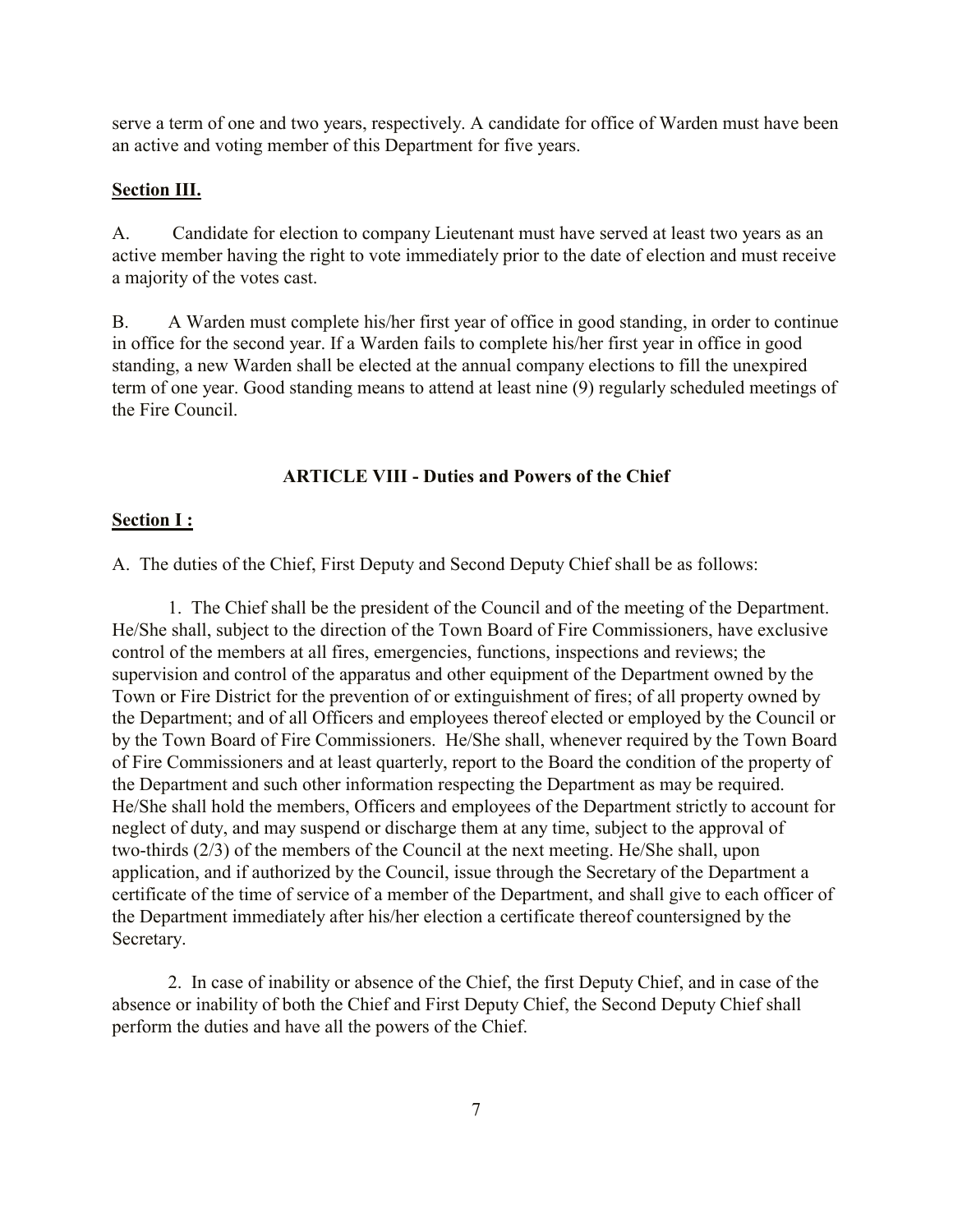serve a term of one and two years, respectively. A candidate for office of Warden must have been an active and voting member of this Department for five years.

**Section III.**

A. Candidate for election to company Lieutenant must have served at least two years as an active member having the right to vote immediately prior to the date of election and must receive a majority of the votes cast.

B. A Warden must complete his/her first year of office in good standing, in order to continue in office for the second year. If a Warden fails to complete his/her first year in office in good standing, a new Warden shall be elected at the annual company elections to fill the unexpired term of one year. Good standing means to attend at least nine (9) regularly scheduled meetings of the Fire Council.

## ARTICLE VIII - Duties and Powers of the Chief

**Section I :**

A. The duties of the Chief, First Deputy and Second Deputy Chief shall be as follows:

1. The Chief shall be the president of the Council and of the meeting of the Department. He/She shall, subject to the direction of the Town Board of Fire Commissioners, have exclusive control of the members at all fires, emergencies, functions, inspections and reviews; the supervision and control of the apparatus and other equipment of the Department owned by the Town or Fire District for the prevention of or extinguishment of fires; of all property owned by the Department; and of all Officers and employees thereof elected or employed by the Council or by the Town Board of Fire Commissioners. He/She shall, whenever required by the Town Board of Fire Commissioners and at least quarterly, report to the Board the condition of the property of the Department and such other information respecting the Department as may be required. He/She shall hold the members, Officers and employees of the Department strictly to account for neglect of duty, and may suspend or discharge them at any time, subject to the approval of two-thirds (2/3) of the members of the Council at the next meeting. He/She shall, upon application, and if authorized by the Council, issue through the Secretary of the Department a certificate of the time of service of a member of the Department, and shall give to each officer of the Department immediately after his/her election a certificate thereof countersigned by the Secretary.

2. In case of inability or absence of the Chief, the first Deputy Chief, and in case of the absence or inability of both the Chief and First Deputy Chief, the Second Deputy Chief shall perform the duties and have all the powers of the Chief.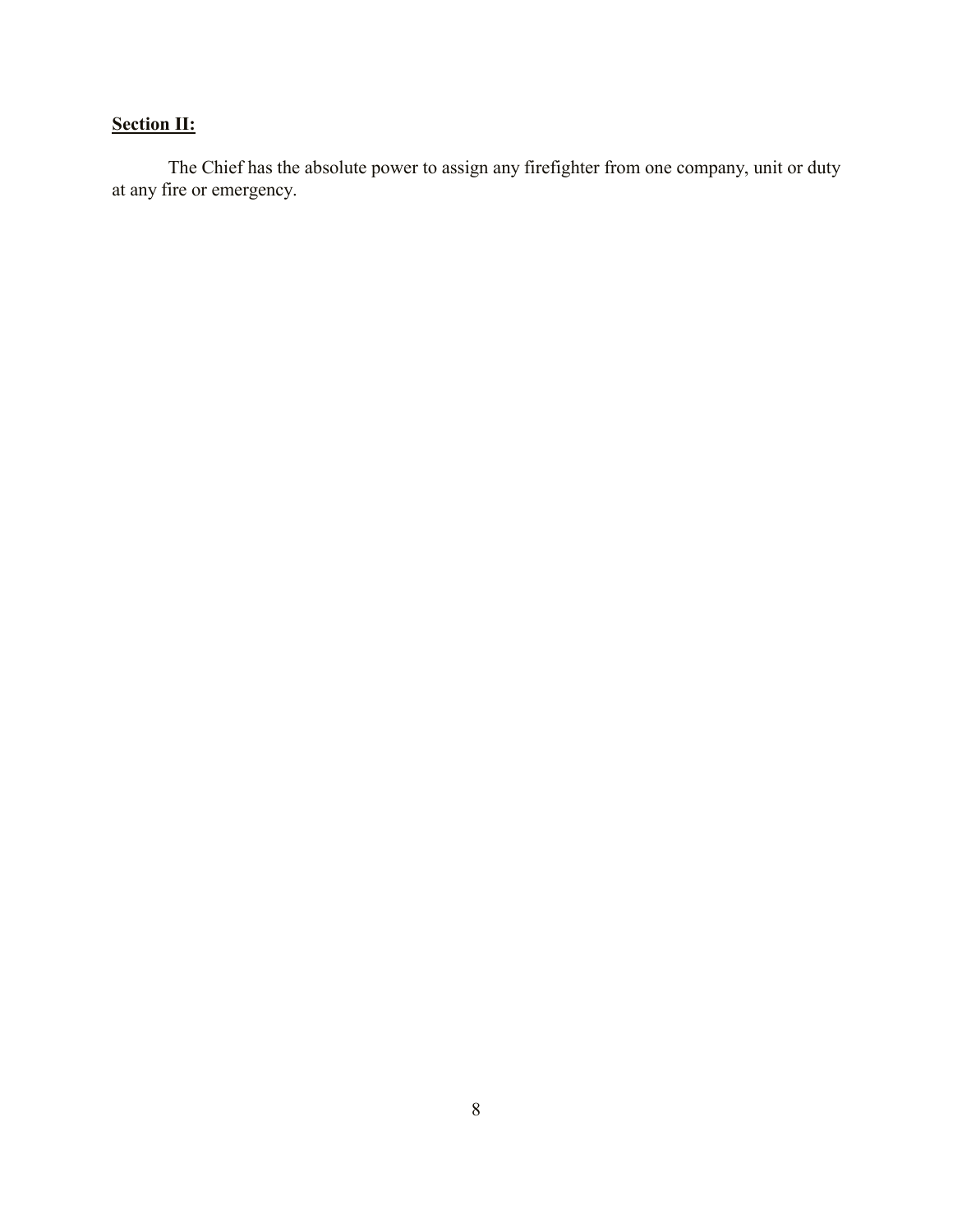**Section II:**

The Chief has the absolute power to assign any firefighter from one company, unit or duty at any fire or emergency.